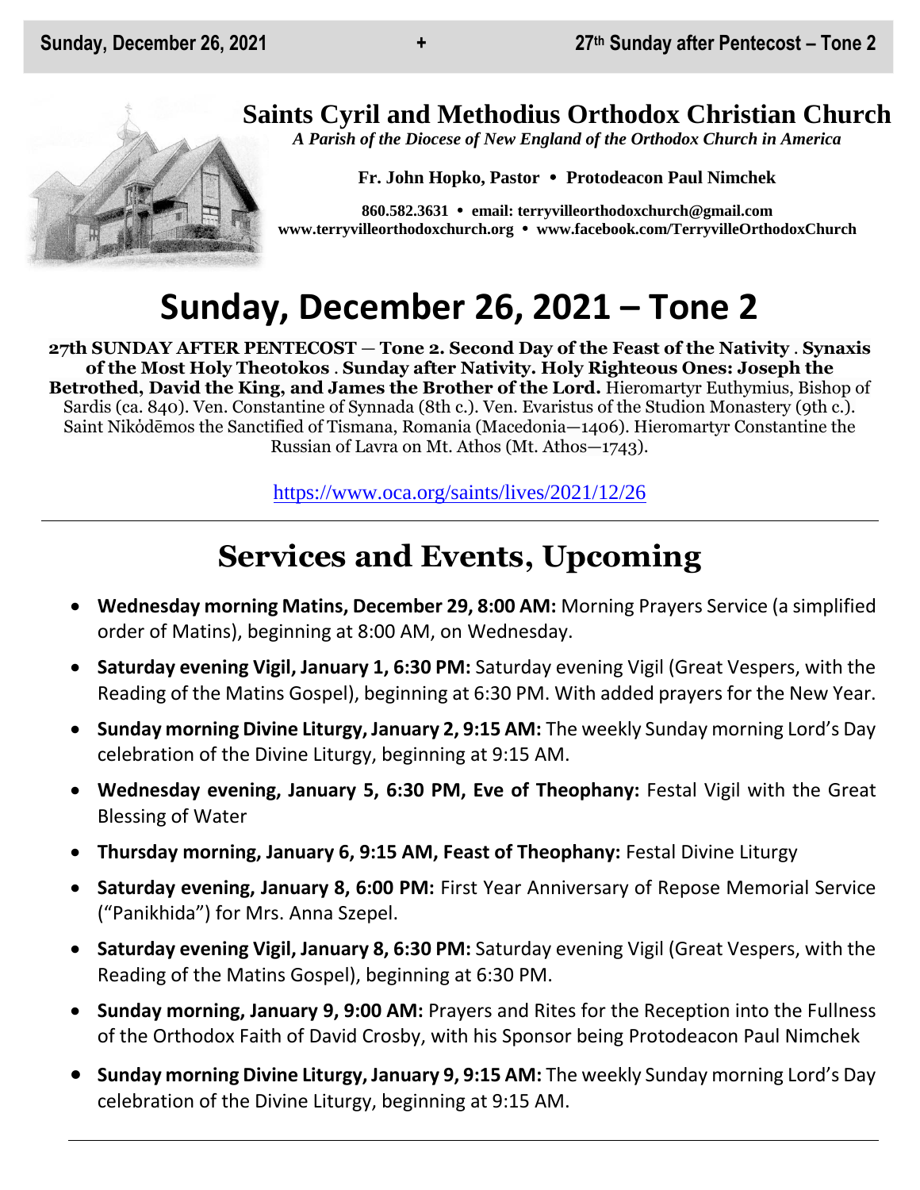Sunday, December 26, 2021 + 27th Sunday after Pentecost – Tone 2

## Saints Cyril and Methodius Orthodox Christian Church

*A Parish of the Diocese of New England of the Orthodox Church in America*

**Fr. John Hopko, Pastor • Protodeacon Paul Nimchek**

**860.582.3631 • email: terryvilleorthodoxchurch@gmail.com**
**www.terryvilleorthodoxchurch.org • www.facebook.com/TerryvilleOrthodoxChurch**

# Sunday, December 26, 2021 – Tone 2

**27th SUNDAY AFTER PENTECOST — Tone 2. Second Day of the Feast of the Nativity . Synaxis of the Most Holy Theotokos . Sunday after Nativity. Holy Righteous Ones: Joseph the Betrothed, David the King, and James the Brother of the Lord.** Hieromartyr Euthymius, Bishop of Sardis (ca. 840). Ven. Constantine of Synnada (8th c.). Ven. Evaristus of the Studion Monastery (9th c.). Saint Nikódēmos the Sanctified of Tismana, Romania (Macedonia—1406). Hieromartyr Constantine the Russian of Lavra on Mt. Athos (Mt. Athos—1743).

https://www.oca.org/saints/lives/2021/12/26

---

# Services and Events, Upcoming

- **Wednesday morning Matins, December 29, 8:00 AM:** Morning Prayers Service (a simplified order of Matins), beginning at 8:00 AM, on Wednesday.
- **Saturday evening Vigil, January 1, 6:30 PM:** Saturday evening Vigil (Great Vespers, with the Reading of the Matins Gospel), beginning at 6:30 PM. With added prayers for the New Year.
- **Sunday morning Divine Liturgy, January 2, 9:15 AM:** The weekly Sunday morning Lord's Day celebration of the Divine Liturgy, beginning at 9:15 AM.
- **Wednesday evening, January 5, 6:30 PM, Eve of Theophany:** Festal Vigil with the Great Blessing of Water
- **Thursday morning, January 6, 9:15 AM, Feast of Theophany:** Festal Divine Liturgy
- **Saturday evening, January 8, 6:00 PM:** First Year Anniversary of Repose Memorial Service ("Panikhida") for Mrs. Anna Szepel.
- **Saturday evening Vigil, January 8, 6:30 PM:** Saturday evening Vigil (Great Vespers, with the Reading of the Matins Gospel), beginning at 6:30 PM.
- **Sunday morning, January 9, 9:00 AM:** Prayers and Rites for the Reception into the Fullness of the Orthodox Faith of David Crosby, with his Sponsor being Protodeacon Paul Nimchek
- **Sunday morning Divine Liturgy, January 9, 9:15 AM:** The weekly Sunday morning Lord's Day celebration of the Divine Liturgy, beginning at 9:15 AM.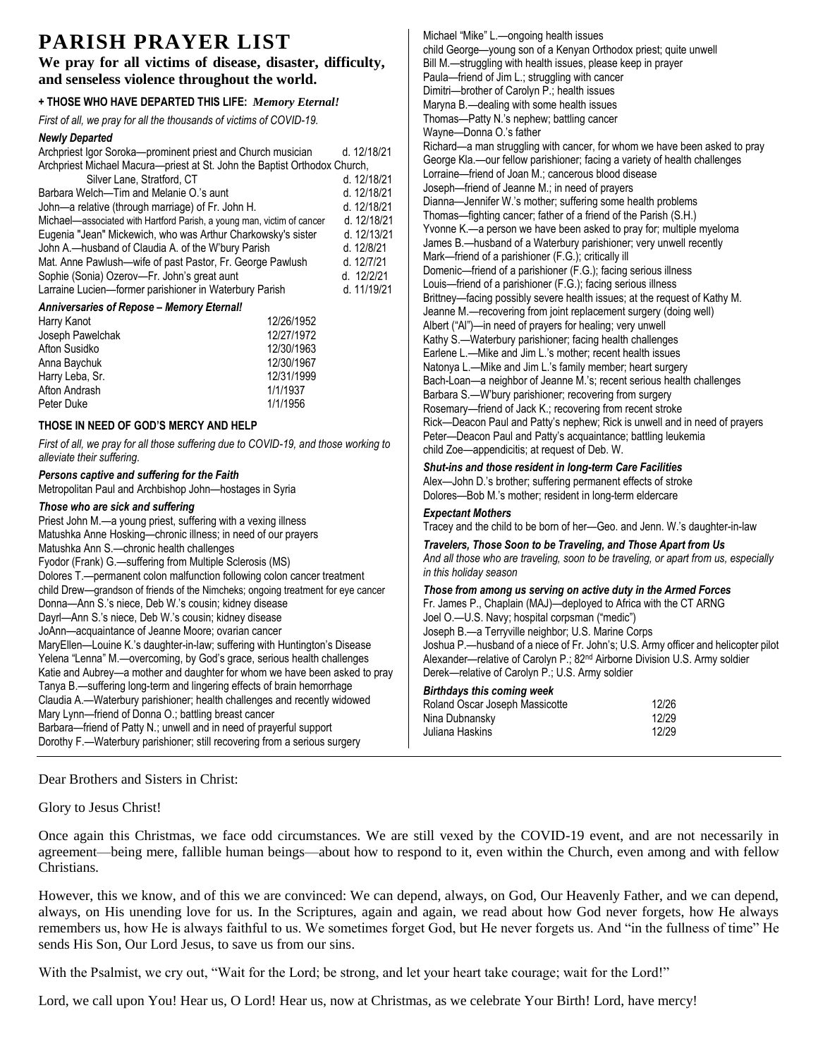# PARISH PRAYER LIST

**We pray for all victims of disease, disaster, difficulty, and senseless violence throughout the world.**

**+ THOSE WHO HAVE DEPARTED THIS LIFE:** ***Memory Eternal!***

*First of all, we pray for all the thousands of victims of COVID-19.*

***Newly Departed***

| | |
|---|---|
| Archpriest Igor Soroka—prominent priest and Church musician | d. 12/18/21 |
| Archpriest Michael Macura—priest at St. John the Baptist Orthodox Church, Silver Lane, Stratford, CT | d. 12/18/21 |
| Barbara Welch—Tim and Melanie O.'s aunt | d. 12/18/21 |
| John—a relative (through marriage) of Fr. John H. | d. 12/18/21 |
| Michael—associated with Hartford Parish, a young man, victim of cancer | d. 12/18/21 |
| Eugenia "Jean" Mickewich, who was Arthur Charkowsky's sister | d. 12/13/21 |
| John A.—husband of Claudia A. of the W'bury Parish | d. 12/8/21 |
| Mat. Anne Pawlush—wife of past Pastor, Fr. George Pawlush | d. 12/7/21 |
| Sophie (Sonia) Ozerov—Fr. John's great aunt | d. 12/2/21 |
| Larraine Lucien—former parishioner in Waterbury Parish | d. 11/19/21 |

***Anniversaries of Repose – Memory Eternal!***

| | |
|---|---|
| Harry Kanot | 12/26/1952 |
| Joseph Pawelchak | 12/27/1972 |
| Afton Susidko | 12/30/1963 |
| Anna Baychuk | 12/30/1967 |
| Harry Leba, Sr. | 12/31/1999 |
| Afton Andrash | 1/1/1937 |
| Peter Duke | 1/1/1956 |

**THOSE IN NEED OF GOD'S MERCY AND HELP**

*First of all, we pray for all those suffering due to COVID-19, and those working to alleviate their suffering.*

***Persons captive and suffering for the Faith***

Metropolitan Paul and Archbishop John—hostages in Syria

***Those who are sick and suffering***

Priest John M.—a young priest, suffering with a vexing illness
Matushka Anne Hosking—chronic illness; in need of our prayers
Matushka Ann S.—chronic health challenges
Fyodor (Frank) G.—suffering from Multiple Sclerosis (MS)
Dolores T.—permanent colon malfunction following colon cancer treatment
child Drew—grandson of friends of the Nimcheks; ongoing treatment for eye cancer
Donna—Ann S.'s niece, Deb W.'s cousin; kidney disease
Dayrl—Ann S.'s niece, Deb W.'s cousin; kidney disease
JoAnn—acquaintance of Jeanne Moore; ovarian cancer
MaryEllen—Louine K.'s daughter-in-law; suffering with Huntington's Disease
Yelena "Lenna" M.—overcoming, by God's grace, serious health challenges
Katie and Aubrey—a mother and daughter for whom we have been asked to pray
Tanya B.—suffering long-term and lingering effects of brain hemorrhage
Claudia A.—Waterbury parishioner; health challenges and recently widowed
Mary Lynn—friend of Donna O.; battling breast cancer
Barbara—friend of Patty N.; unwell and in need of prayerful support
Dorothy F.—Waterbury parishioner; still recovering from a serious surgery
Michael "Mike" L.—ongoing health issues
child George—young son of a Kenyan Orthodox priest; quite unwell
Bill M.—struggling with health issues, please keep in prayer
Paula—friend of Jim L.; struggling with cancer
Dimitri—brother of Carolyn P.; health issues
Maryna B.—dealing with some health issues
Thomas—Patty N.'s nephew; battling cancer
Wayne—Donna O.'s father
Richard—a man struggling with cancer, for whom we have been asked to pray
George Kla.—our fellow parishioner; facing a variety of health challenges
Lorraine—friend of Joan M.; cancerous blood disease
Joseph—friend of Jeanne M.; in need of prayers
Dianna—Jennifer W.'s mother; suffering some health problems
Thomas—fighting cancer; father of a friend of the Parish (S.H.)
Yvonne K.—a person we have been asked to pray for; multiple myeloma
James B.—husband of a Waterbury parishioner; very unwell recently
Mark—friend of a parishioner (F.G.); critically ill
Domenic—friend of a parishioner (F.G.); facing serious illness
Louis—friend of a parishioner (F.G.); facing serious illness
Brittney—facing possibly severe health issues; at the request of Kathy M.
Jeanne M.—recovering from joint replacement surgery (doing well)
Albert ("Al")—in need of prayers for healing; very unwell
Kathy S.—Waterbury parishioner; facing health challenges
Earlene L.—Mike and Jim L.'s mother; recent health issues
Natonya L.—Mike and Jim L.'s family member; heart surgery
Bach-Loan—a neighbor of Jeanne M.'s; recent serious health challenges
Barbara S.—W'bury parishioner; recovering from surgery
Rosemary—friend of Jack K.; recovering from recent stroke
Rick—Deacon Paul and Patty's nephew; Rick is unwell and in need of prayers
Peter—Deacon Paul and Patty's acquaintance; battling leukemia
child Zoe—appendicitis; at request of Deb. W.

***Shut-ins and those resident in long-term Care Facilities***

Alex—John D.'s brother; suffering permanent effects of stroke
Dolores—Bob M.'s mother; resident in long-term eldercare

***Expectant Mothers***

Tracey and the child to be born of her—Geo. and Jenn. W.'s daughter-in-law

***Travelers, Those Soon to be Traveling, and Those Apart from Us***

*And all those who are traveling, soon to be traveling, or apart from us, especially in this holiday season*

***Those from among us serving on active duty in the Armed Forces***

Fr. James P., Chaplain (MAJ)—deployed to Africa with the CT ARNG
Joel O.—U.S. Navy; hospital corpsman ("medic")
Joseph B.—a Terryville neighbor; U.S. Marine Corps
Joshua P.—husband of a niece of Fr. John's; U.S. Army officer and helicopter pilot
Alexander—relative of Carolyn P.; 82nd Airborne Division U.S. Army soldier
Derek—relative of Carolyn P.; U.S. Army soldier

***Birthdays this coming week***

| | |
|---|---|
| Roland Oscar Joseph Massicotte | 12/26 |
| Nina Dubnansky | 12/29 |
| Juliana Haskins | 12/29 |

---

Dear Brothers and Sisters in Christ:

Glory to Jesus Christ!

Once again this Christmas, we face odd circumstances. We are still vexed by the COVID-19 event, and are not necessarily in agreement—being mere, fallible human beings—about how to respond to it, even within the Church, even among and with fellow Christians.

However, this we know, and of this we are convinced: We can depend, always, on God, Our Heavenly Father, and we can depend, always, on His unending love for us. In the Scriptures, again and again, we read about how God never forgets, how He always remembers us, how He is always faithful to us. We sometimes forget God, but He never forgets us. And "in the fullness of time" He sends His Son, Our Lord Jesus, to save us from our sins.

With the Psalmist, we cry out, "Wait for the Lord; be strong, and let your heart take courage; wait for the Lord!"

Lord, we call upon You! Hear us, O Lord! Hear us, now at Christmas, as we celebrate Your Birth! Lord, have mercy!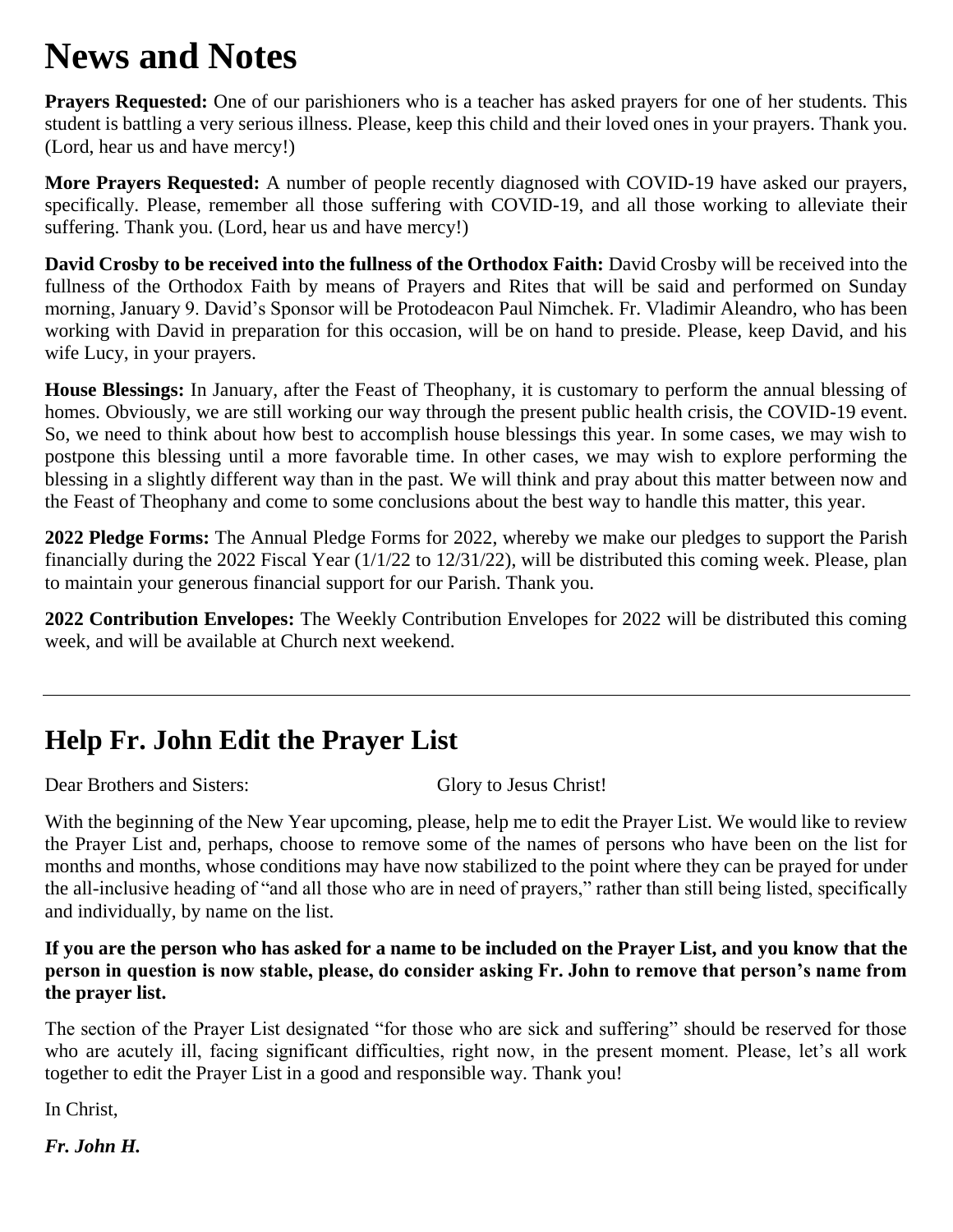# News and Notes

**Prayers Requested:** One of our parishioners who is a teacher has asked prayers for one of her students. This student is battling a very serious illness. Please, keep this child and their loved ones in your prayers. Thank you. (Lord, hear us and have mercy!)

**More Prayers Requested:** A number of people recently diagnosed with COVID-19 have asked our prayers, specifically. Please, remember all those suffering with COVID-19, and all those working to alleviate their suffering. Thank you. (Lord, hear us and have mercy!)

**David Crosby to be received into the fullness of the Orthodox Faith:** David Crosby will be received into the fullness of the Orthodox Faith by means of Prayers and Rites that will be said and performed on Sunday morning, January 9. David's Sponsor will be Protodeacon Paul Nimchek. Fr. Vladimir Aleandro, who has been working with David in preparation for this occasion, will be on hand to preside. Please, keep David, and his wife Lucy, in your prayers.

**House Blessings:** In January, after the Feast of Theophany, it is customary to perform the annual blessing of homes. Obviously, we are still working our way through the present public health crisis, the COVID-19 event. So, we need to think about how best to accomplish house blessings this year. In some cases, we may wish to postpone this blessing until a more favorable time. In other cases, we may wish to explore performing the blessing in a slightly different way than in the past. We will think and pray about this matter between now and the Feast of Theophany and come to some conclusions about the best way to handle this matter, this year.

**2022 Pledge Forms:** The Annual Pledge Forms for 2022, whereby we make our pledges to support the Parish financially during the 2022 Fiscal Year (1/1/22 to 12/31/22), will be distributed this coming week. Please, plan to maintain your generous financial support for our Parish. Thank you.

**2022 Contribution Envelopes:** The Weekly Contribution Envelopes for 2022 will be distributed this coming week, and will be available at Church next weekend.

---

## Help Fr. John Edit the Prayer List

Dear Brothers and Sisters: Glory to Jesus Christ!

With the beginning of the New Year upcoming, please, help me to edit the Prayer List. We would like to review the Prayer List and, perhaps, choose to remove some of the names of persons who have been on the list for months and months, whose conditions may have now stabilized to the point where they can be prayed for under the all-inclusive heading of "and all those who are in need of prayers," rather than still being listed, specifically and individually, by name on the list.

**If you are the person who has asked for a name to be included on the Prayer List, and you know that the person in question is now stable, please, do consider asking Fr. John to remove that person's name from the prayer list.**

The section of the Prayer List designated "for those who are sick and suffering" should be reserved for those who are acutely ill, facing significant difficulties, right now, in the present moment. Please, let's all work together to edit the Prayer List in a good and responsible way. Thank you!

In Christ,

***Fr. John H.***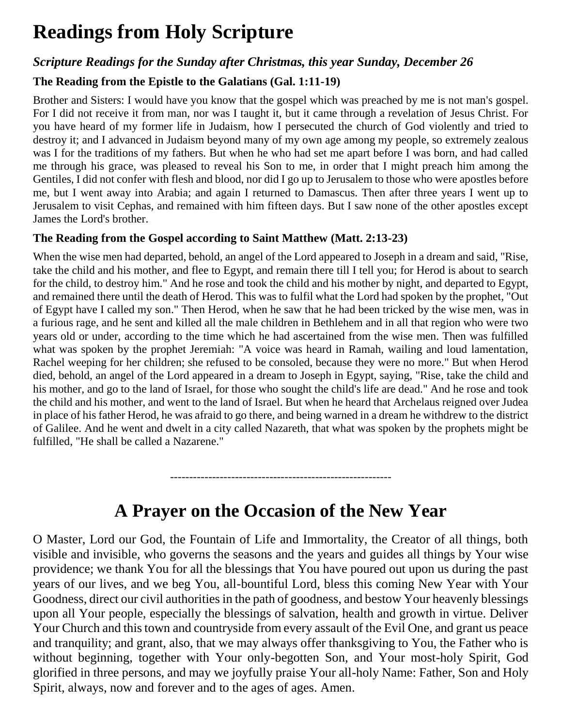# Readings from Holy Scripture

### *Scripture Readings for the Sunday after Christmas, this year Sunday, December 26*

**The Reading from the Epistle to the Galatians (Gal. 1:11-19)**

Brother and Sisters: I would have you know that the gospel which was preached by me is not man's gospel. For I did not receive it from man, nor was I taught it, but it came through a revelation of Jesus Christ. For you have heard of my former life in Judaism, how I persecuted the church of God violently and tried to destroy it; and I advanced in Judaism beyond many of my own age among my people, so extremely zealous was I for the traditions of my fathers. But when he who had set me apart before I was born, and had called me through his grace, was pleased to reveal his Son to me, in order that I might preach him among the Gentiles, I did not confer with flesh and blood, nor did I go up to Jerusalem to those who were apostles before me, but I went away into Arabia; and again I returned to Damascus. Then after three years I went up to Jerusalem to visit Cephas, and remained with him fifteen days. But I saw none of the other apostles except James the Lord's brother.

**The Reading from the Gospel according to Saint Matthew (Matt. 2:13-23)**

When the wise men had departed, behold, an angel of the Lord appeared to Joseph in a dream and said, "Rise, take the child and his mother, and flee to Egypt, and remain there till I tell you; for Herod is about to search for the child, to destroy him." And he rose and took the child and his mother by night, and departed to Egypt, and remained there until the death of Herod. This was to fulfil what the Lord had spoken by the prophet, "Out of Egypt have I called my son." Then Herod, when he saw that he had been tricked by the wise men, was in a furious rage, and he sent and killed all the male children in Bethlehem and in all that region who were two years old or under, according to the time which he had ascertained from the wise men. Then was fulfilled what was spoken by the prophet Jeremiah: "A voice was heard in Ramah, wailing and loud lamentation, Rachel weeping for her children; she refused to be consoled, because they were no more." But when Herod died, behold, an angel of the Lord appeared in a dream to Joseph in Egypt, saying, "Rise, take the child and his mother, and go to the land of Israel, for those who sought the child's life are dead." And he rose and took the child and his mother, and went to the land of Israel. But when he heard that Archelaus reigned over Judea in place of his father Herod, he was afraid to go there, and being warned in a dream he withdrew to the district of Galilee. And he went and dwelt in a city called Nazareth, that what was spoken by the prophets might be fulfilled, "He shall be called a Nazarene."

----------------------------------------------------------

# A Prayer on the Occasion of the New Year

O Master, Lord our God, the Fountain of Life and Immortality, the Creator of all things, both visible and invisible, who governs the seasons and the years and guides all things by Your wise providence; we thank You for all the blessings that You have poured out upon us during the past years of our lives, and we beg You, all-bountiful Lord, bless this coming New Year with Your Goodness, direct our civil authorities in the path of goodness, and bestow Your heavenly blessings upon all Your people, especially the blessings of salvation, health and growth in virtue. Deliver Your Church and this town and countryside from every assault of the Evil One, and grant us peace and tranquility; and grant, also, that we may always offer thanksgiving to You, the Father who is without beginning, together with Your only-begotten Son, and Your most-holy Spirit, God glorified in three persons, and may we joyfully praise Your all-holy Name: Father, Son and Holy Spirit, always, now and forever and to the ages of ages. Amen.